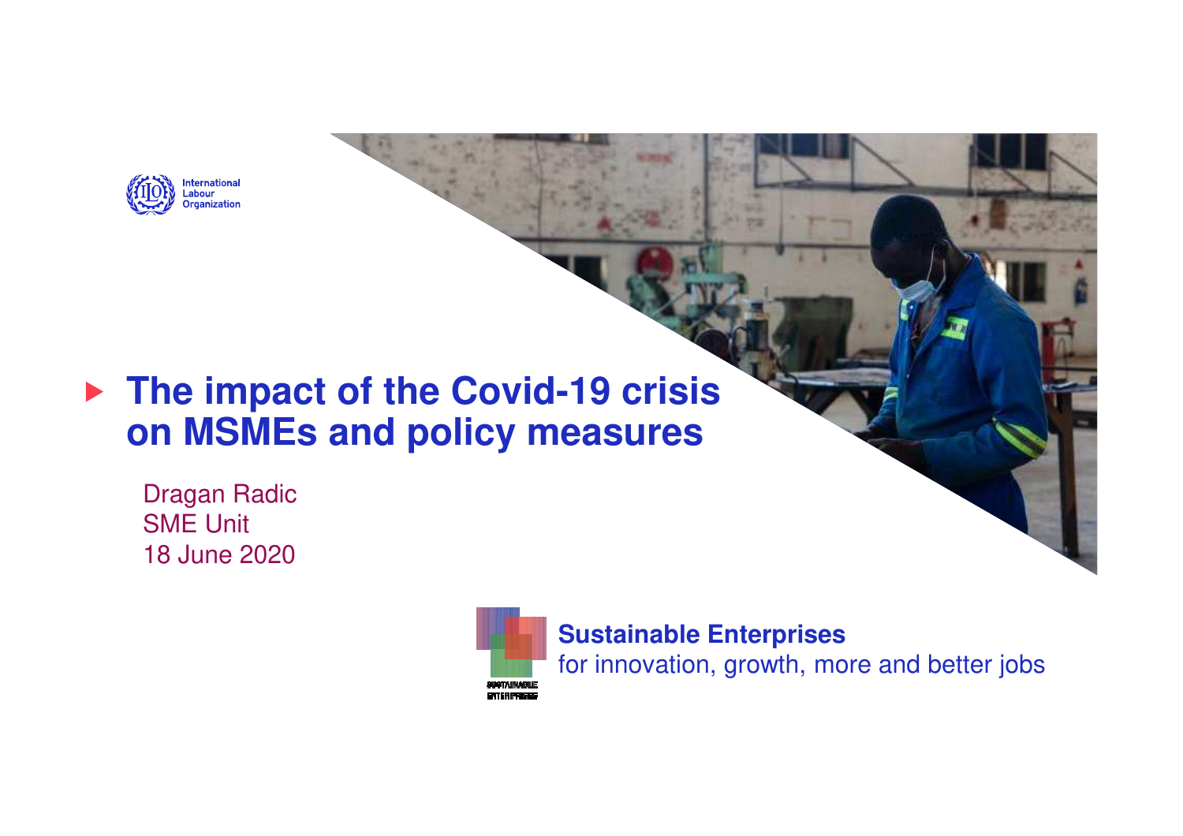International Labour Organization

# The impact of the Covid-19 crisis on MSMEs and policy measures

Dragan Radic
SME Unit
18 June 2020

**Sustainable Enterprises**
for innovation, growth, more and better jobs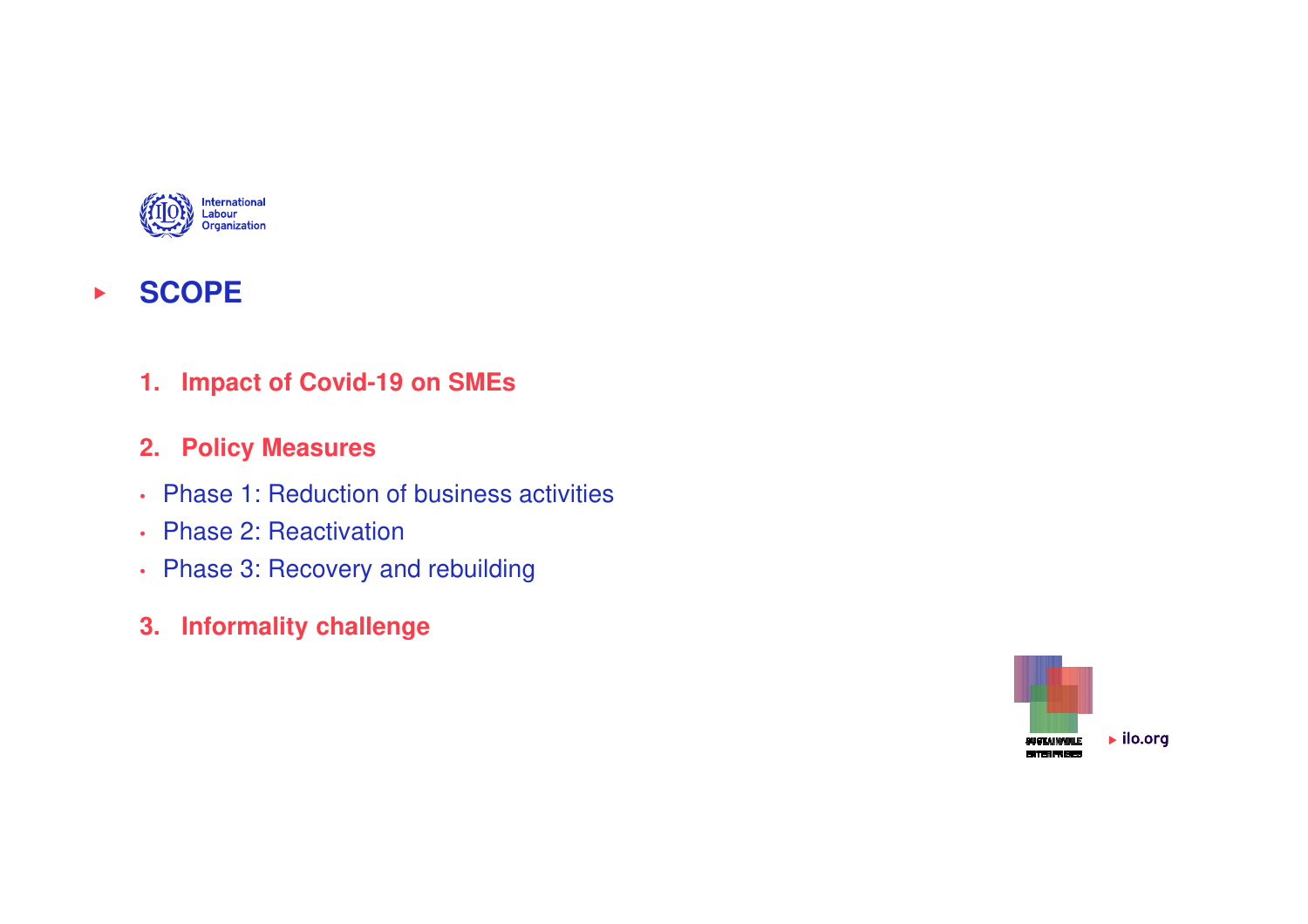## SCOPE

1. **Impact of Covid-19 on SMEs**

2. **Policy Measures**

- Phase 1: Reduction of business activities
- Phase 2: Reactivation
- Phase 3: Recovery and rebuilding

3. **Informality challenge**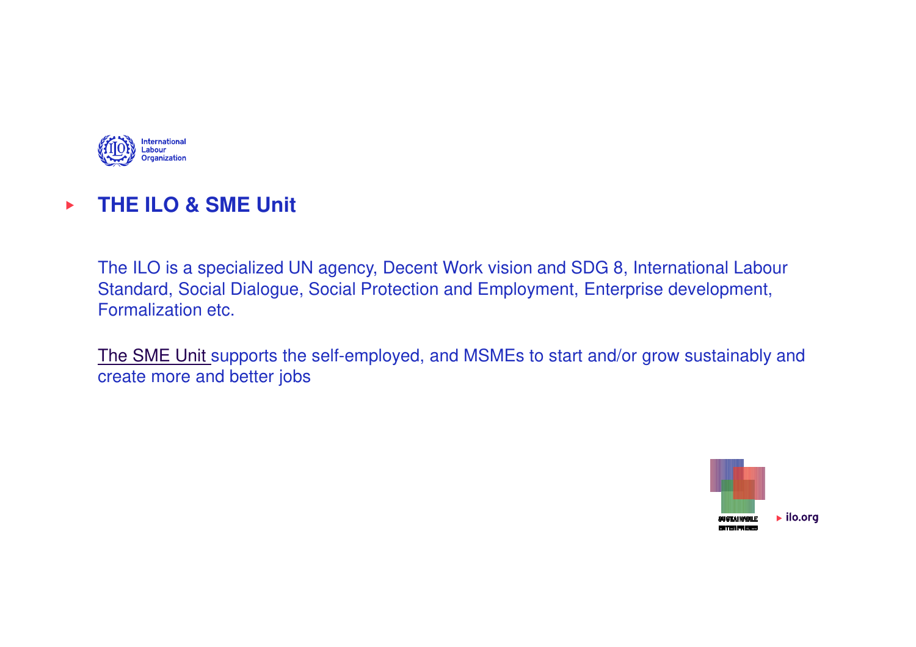## THE ILO & SME Unit

The ILO is a specialized UN agency, Decent Work vision and SDG 8, International Labour Standard, Social Dialogue, Social Protection and Employment, Enterprise development, Formalization etc.

The SME Unit supports the self-employed, and MSMEs to start and/or grow sustainably and create more and better jobs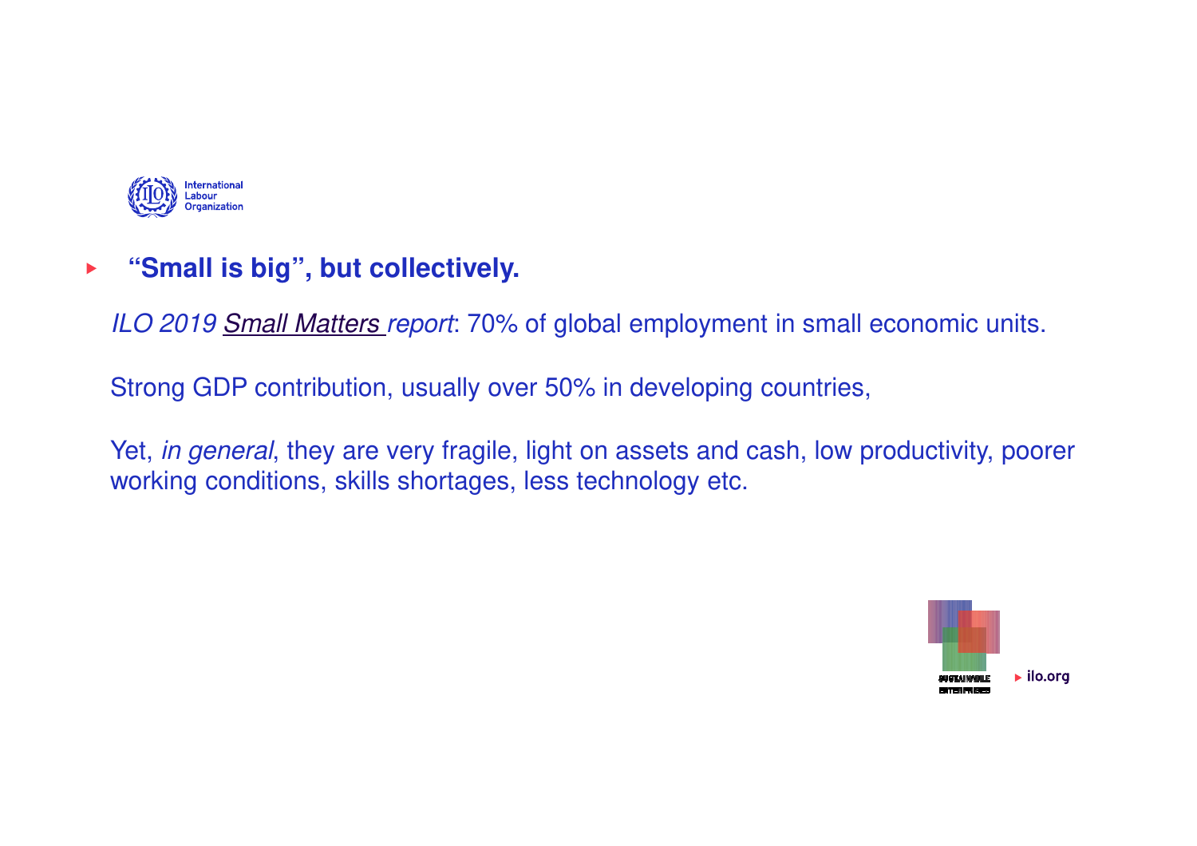- **"Small is big", but collectively.**

*ILO 2019 Small Matters report*: 70% of global employment in small economic units.

Strong GDP contribution, usually over 50% in developing countries,

Yet, *in general*, they are very fragile, light on assets and cash, low productivity, poorer working conditions, skills shortages, less technology etc.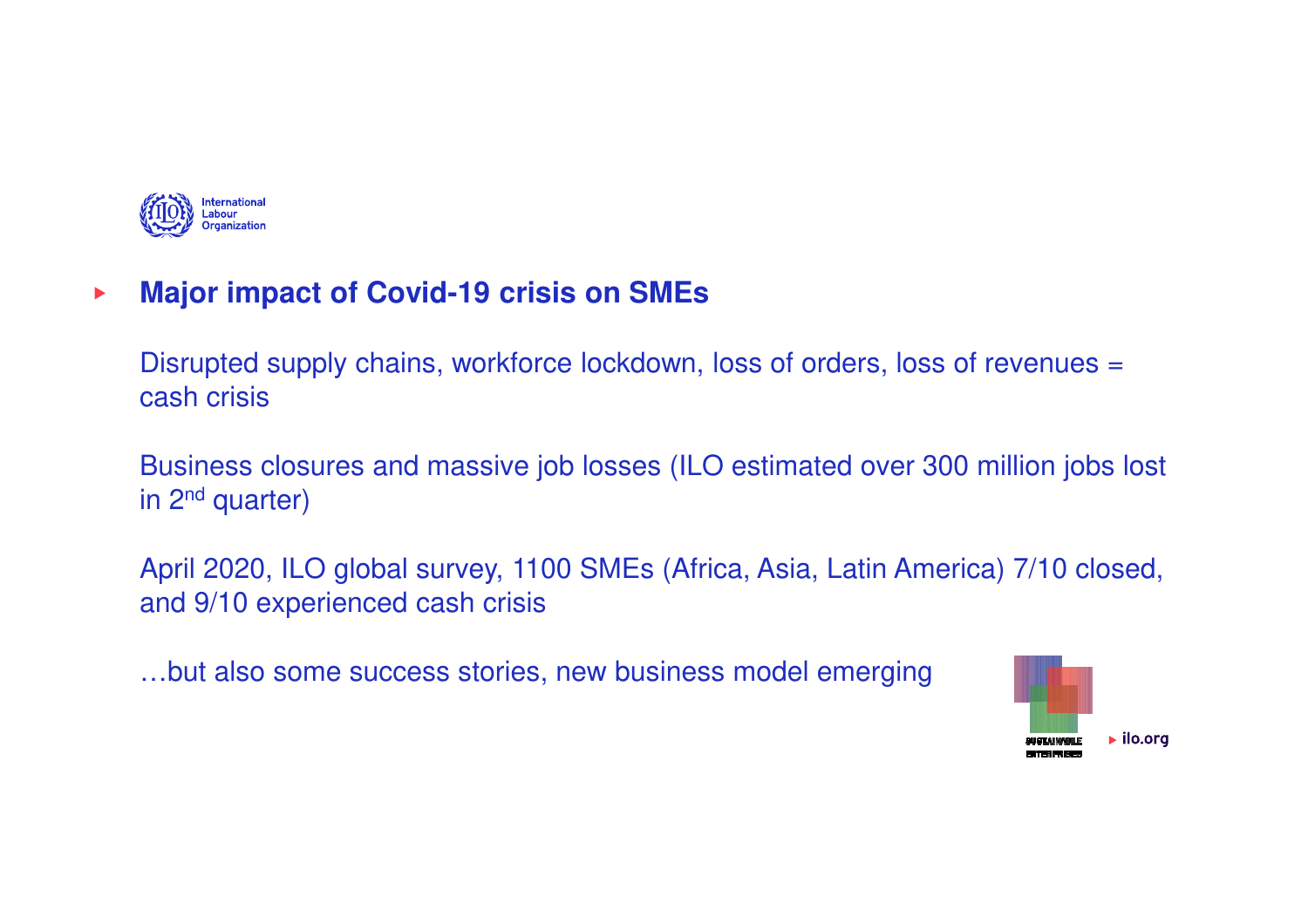## Major impact of Covid-19 crisis on SMEs

Disrupted supply chains, workforce lockdown, loss of orders, loss of revenues = cash crisis

Business closures and massive job losses (ILO estimated over 300 million jobs lost in 2nd quarter)

April 2020, ILO global survey, 1100 SMEs (Africa, Asia, Latin America) 7/10 closed, and 9/10 experienced cash crisis

…but also some success stories, new business model emerging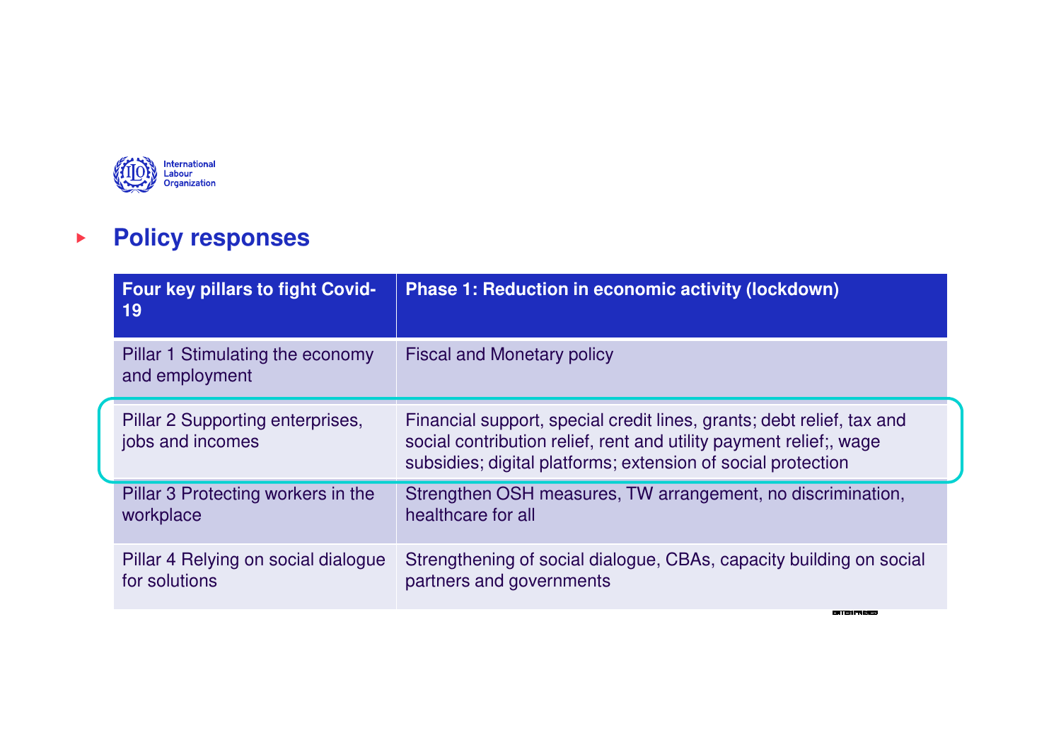## Policy responses

| Four key pillars to fight Covid-19 | Phase 1: Reduction in economic activity (lockdown) |
|---|---|
| Pillar 1 Stimulating the economy and employment | Fiscal and Monetary policy |
| Pillar 2 Supporting enterprises, jobs and incomes | Financial support, special credit lines, grants; debt relief, tax and social contribution relief, rent and utility payment relief;, wage subsidies; digital platforms; extension of social protection |
| Pillar 3 Protecting workers in the workplace | Strengthen OSH measures, TW arrangement, no discrimination, healthcare for all |
| Pillar 4 Relying on social dialogue for solutions | Strengthening of social dialogue, CBAs, capacity building on social partners and governments |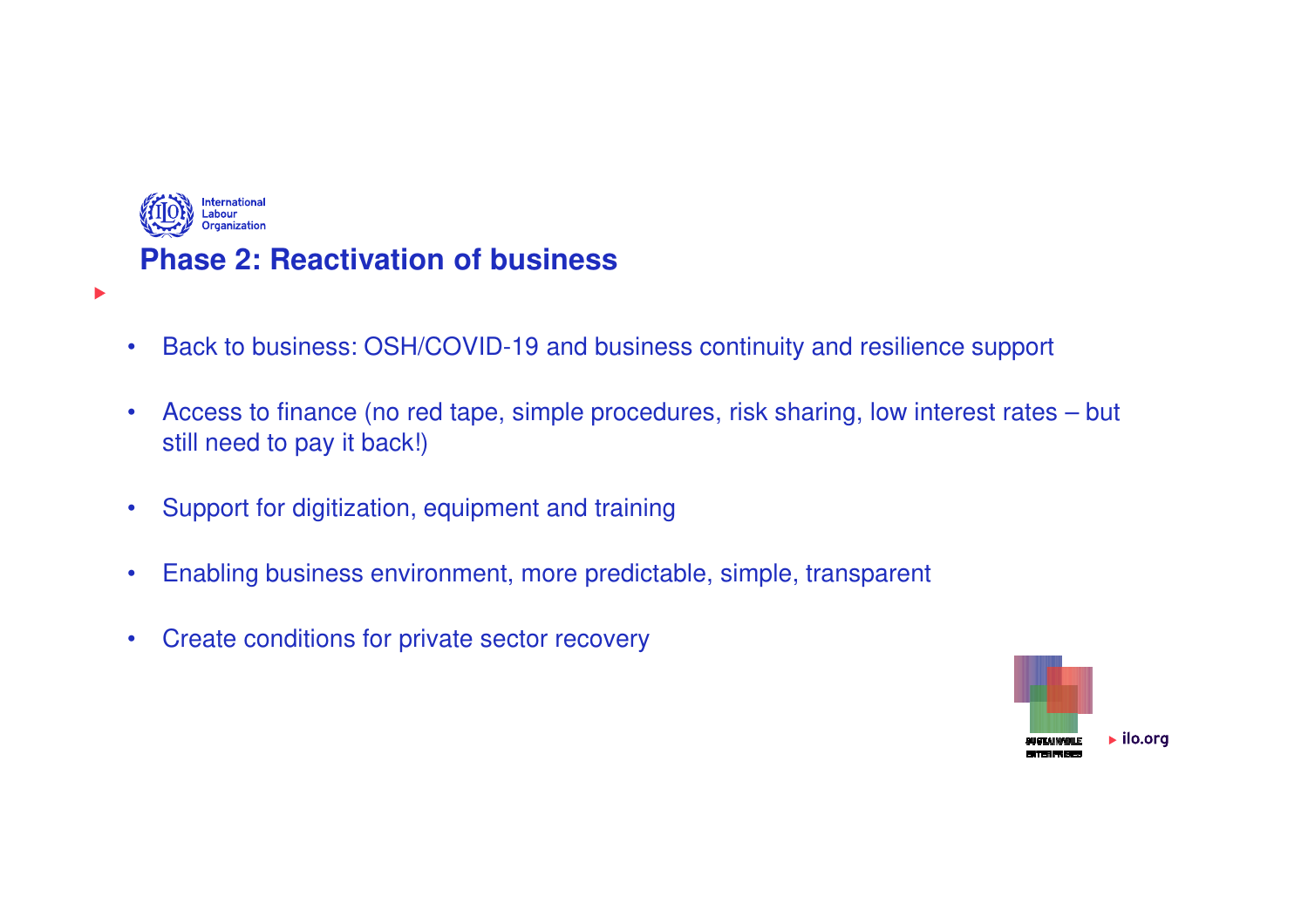## Phase 2: Reactivation of business

- Back to business: OSH/COVID-19 and business continuity and resilience support
- Access to finance (no red tape, simple procedures, risk sharing, low interest rates – but still need to pay it back!)
- Support for digitization, equipment and training
- Enabling business environment, more predictable, simple, transparent
- Create conditions for private sector recovery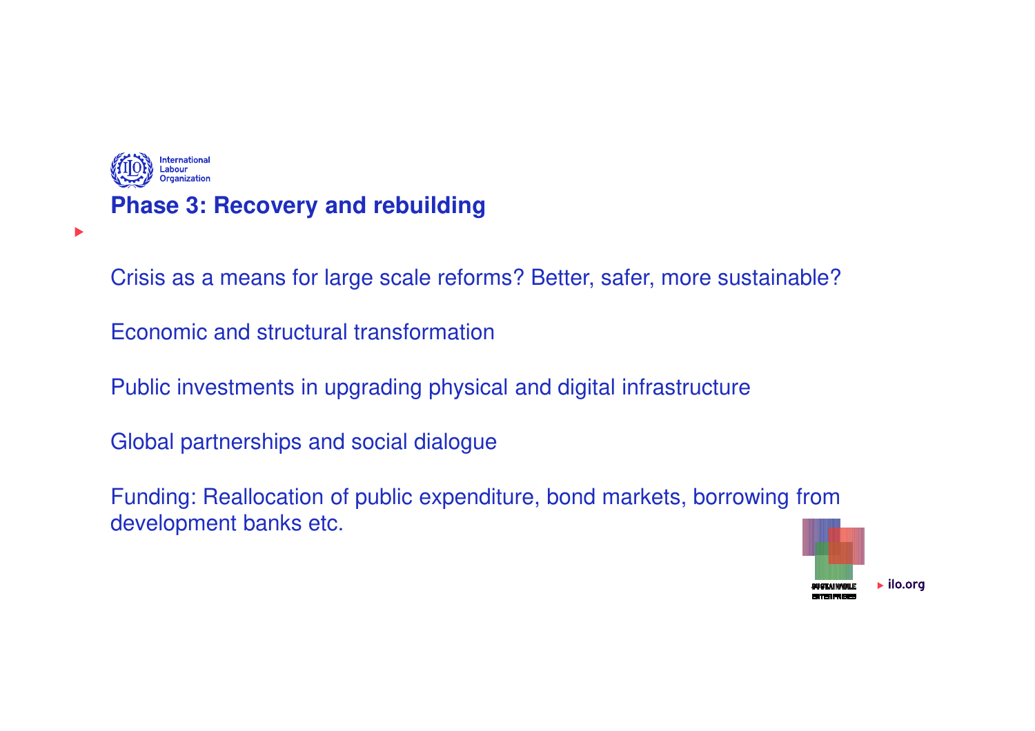## Phase 3: Recovery and rebuilding

Crisis as a means for large scale reforms? Better, safer, more sustainable?

Economic and structural transformation

Public investments in upgrading physical and digital infrastructure

Global partnerships and social dialogue

Funding: Reallocation of public expenditure, bond markets, borrowing from development banks etc.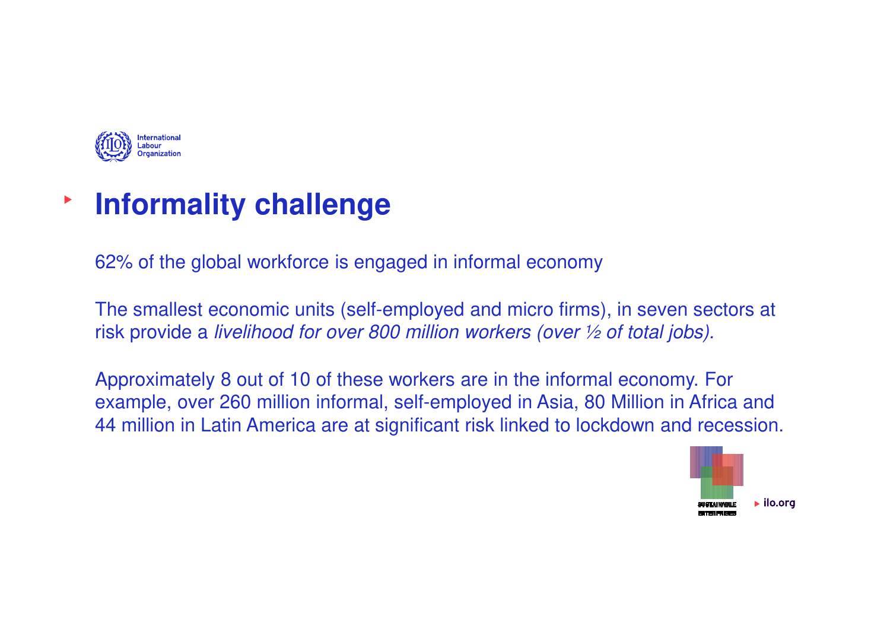# Informality challenge

62% of the global workforce is engaged in informal economy

The smallest economic units (self-employed and micro firms), in seven sectors at risk provide a *livelihood for over 800 million workers (over ½ of total jobs).*

Approximately 8 out of 10 of these workers are in the informal economy. For example, over 260 million informal, self-employed in Asia, 80 Million in Africa and 44 million in Latin America are at significant risk linked to lockdown and recession.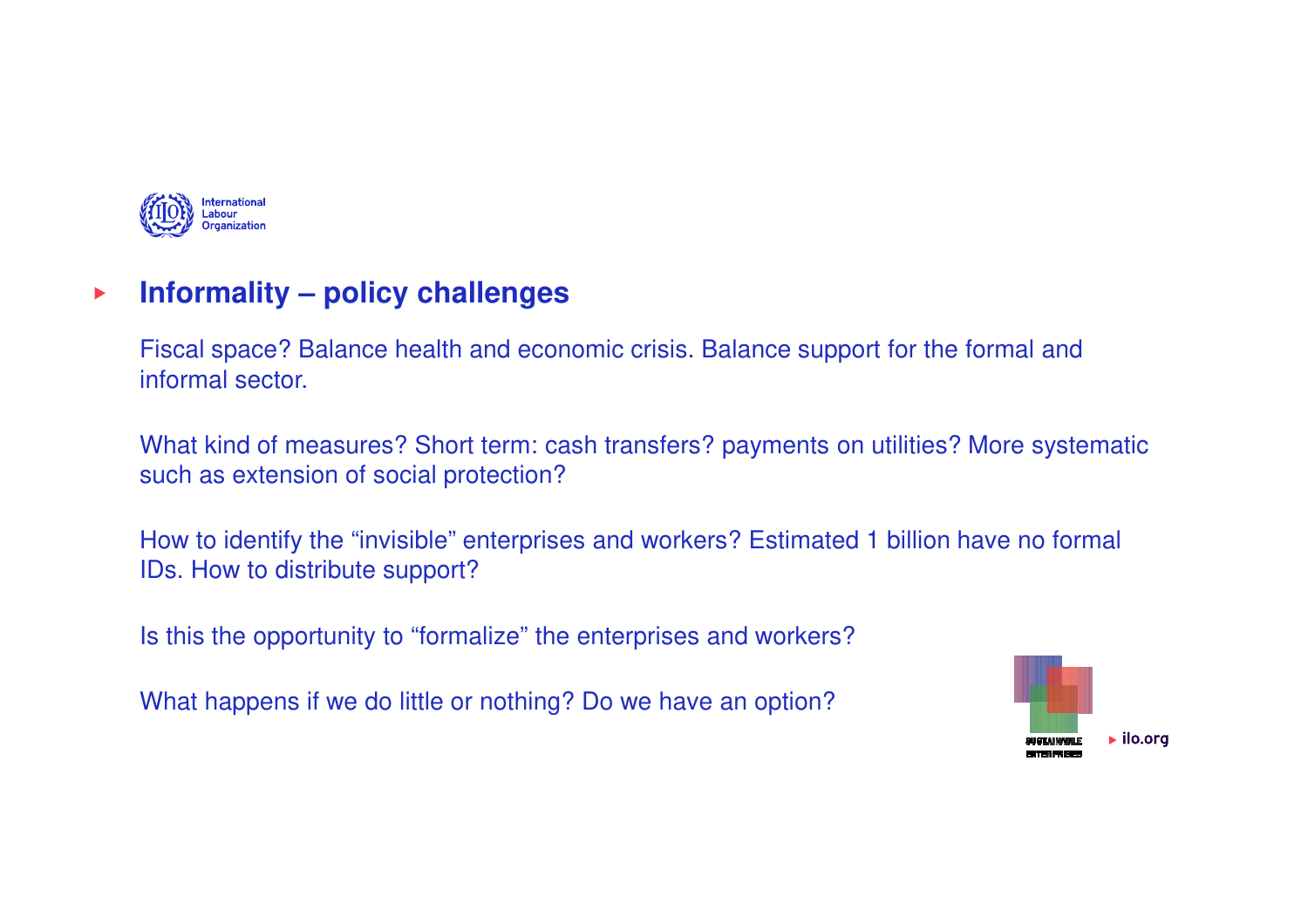## Informality – policy challenges

Fiscal space? Balance health and economic crisis. Balance support for the formal and informal sector.

What kind of measures? Short term: cash transfers? payments on utilities? More systematic such as extension of social protection?

How to identify the “invisible” enterprises and workers? Estimated 1 billion have no formal IDs. How to distribute support?

Is this the opportunity to “formalize” the enterprises and workers?

What happens if we do little or nothing? Do we have an option?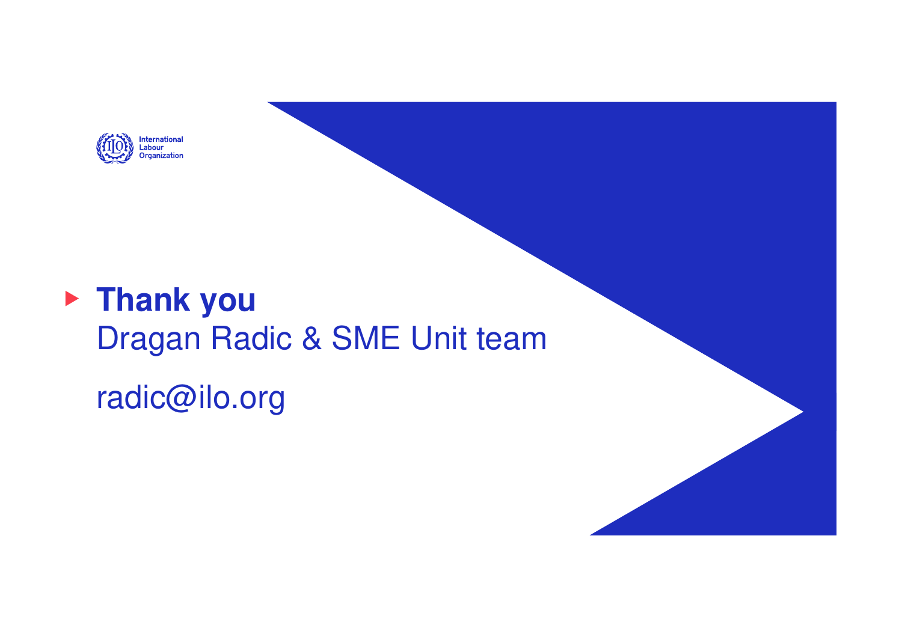International
Labour
Organization

**Thank you**
Dragan Radic & SME Unit team

radic@ilo.org